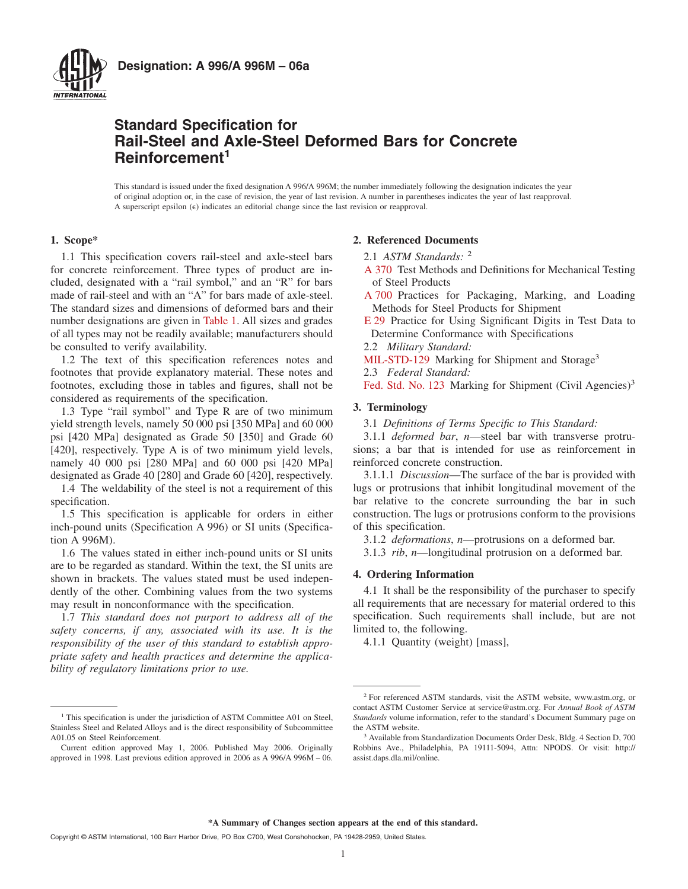**Designation: A 996/A 996M – 06a**

# Standard Specification for Rail-Steel and Axle-Steel Deformed Bars for Concrete Reinforcement[1]

This standard is issued under the fixed designation A 996/A 996M; the number immediately following the designation indicates the year of original adoption or, in the case of revision, the year of last revision. A number in parentheses indicates the year of last reapproval. A superscript epsilon (ε) indicates an editorial change since the last revision or reapproval.

## 1. Scope*

1.1 This specification covers rail-steel and axle-steel bars for concrete reinforcement. Three types of product are included, designated with a "rail symbol," and an "R" for bars made of rail-steel and with an "A" for bars made of axle-steel. The standard sizes and dimensions of deformed bars and their number designations are given in Table 1. All sizes and grades of all types may not be readily available; manufacturers should be consulted to verify availability.

1.2 The text of this specification references notes and footnotes that provide explanatory material. These notes and footnotes, excluding those in tables and figures, shall not be considered as requirements of the specification.

1.3 Type "rail symbol" and Type R are of two minimum yield strength levels, namely 50 000 psi [350 MPa] and 60 000 psi [420 MPa] designated as Grade 50 [350] and Grade 60 [420], respectively. Type A is of two minimum yield levels, namely 40 000 psi [280 MPa] and 60 000 psi [420 MPa] designated as Grade 40 [280] and Grade 60 [420], respectively.

1.4 The weldability of the steel is not a requirement of this specification.

1.5 This specification is applicable for orders in either inch-pound units (Specification A 996) or SI units (Specification A 996M).

1.6 The values stated in either inch-pound units or SI units are to be regarded as standard. Within the text, the SI units are shown in brackets. The values stated must be used independently of the other. Combining values from the two systems may result in nonconformance with the specification.

1.7 *This standard does not purport to address all of the safety concerns, if any, associated with its use. It is the responsibility of the user of this standard to establish appropriate safety and health practices and determine the applicability of regulatory limitations prior to use.*

## 2. Referenced Documents

2.1 *ASTM Standards:* [2]

A 370 Test Methods and Definitions for Mechanical Testing of Steel Products

A 700 Practices for Packaging, Marking, and Loading Methods for Steel Products for Shipment

E 29 Practice for Using Significant Digits in Test Data to Determine Conformance with Specifications

2.2 *Military Standard:*

MIL-STD-129 Marking for Shipment and Storage[3]

2.3 *Federal Standard:*

Fed. Std. No. 123 Marking for Shipment (Civil Agencies)[3]

## 3. Terminology

3.1 *Definitions of Terms Specific to This Standard:*

3.1.1 *deformed bar*, *n*—steel bar with transverse protrusions; a bar that is intended for use as reinforcement in reinforced concrete construction.

3.1.1.1 *Discussion*—The surface of the bar is provided with lugs or protrusions that inhibit longitudinal movement of the bar relative to the concrete surrounding the bar in such construction. The lugs or protrusions conform to the provisions of this specification.

3.1.2 *deformations*, *n*—protrusions on a deformed bar.

3.1.3 *rib*, *n*—longitudinal protrusion on a deformed bar.

## 4. Ordering Information

4.1 It shall be the responsibility of the purchaser to specify all requirements that are necessary for material ordered to this specification. Such requirements shall include, but are not limited to, the following.

4.1.1 Quantity (weight) [mass],

---

[1] This specification is under the jurisdiction of ASTM Committee A01 on Steel, Stainless Steel and Related Alloys and is the direct responsibility of Subcommittee A01.05 on Steel Reinforcement.

Current edition approved May 1, 2006. Published May 2006. Originally approved in 1998. Last previous edition approved in 2006 as A 996/A 996M – 06.

[2] For referenced ASTM standards, visit the ASTM website, www.astm.org, or contact ASTM Customer Service at service@astm.org. For *Annual Book of ASTM Standards* volume information, refer to the standard's Document Summary page on the ASTM website.

[3] Available from Standardization Documents Order Desk, Bldg. 4 Section D, 700 Robbins Ave., Philadelphia, PA 19111-5094, Attn: NPODS. Or visit: http://assist.daps.dla.mil/online.

**\*A Summary of Changes section appears at the end of this standard.**

Copyright © ASTM International, 100 Barr Harbor Drive, PO Box C700, West Conshohocken, PA 19428-2959, United States.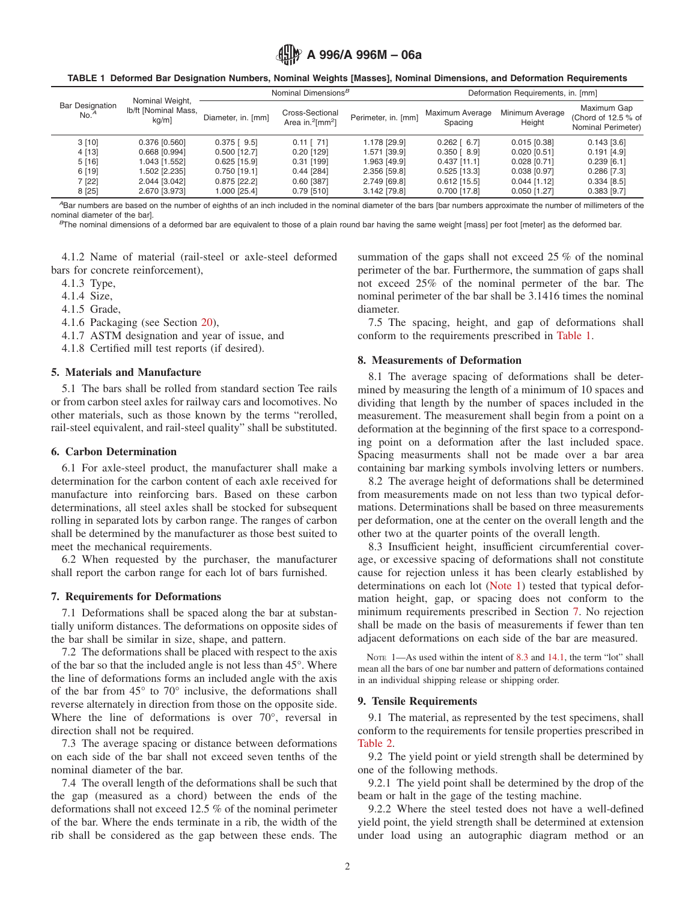**TABLE 1 Deformed Bar Designation Numbers, Nominal Weights [Masses], Nominal Dimensions, and Deformation Requirements**

| Bar Designation No.[A] | Nominal Weight, lb/ft [Nominal Mass, kg/m] | Nominal Dimensions[B] | | | Deformation Requirements, in. [mm] | | |
|---|---|---|---|---|---|---|---|
| | | Diameter, in. [mm] | Cross-Sectional Area in.$^2$[mm$^2$] | Perimeter, in. [mm] | Maximum Average Spacing | Minimum Average Height | Maximum Gap (Chord of 12.5 % of Nominal Perimeter) |
| 3 [10] | 0.376 [0.560] | 0.375 [ 9.5] | 0.11 [ 71] | 1.178 [29.9] | 0.262 [ 6.7] | 0.015 [0.38] | 0.143 [3.6] |
| 4 [13] | 0.668 [0.994] | 0.500 [12.7] | 0.20 [129] | 1.571 [39.9] | 0.350 [ 8.9] | 0.020 [0.51] | 0.191 [4.9] |
| 5 [16] | 1.043 [1.552] | 0.625 [15.9] | 0.31 [199] | 1.963 [49.9] | 0.437 [11.1] | 0.028 [0.71] | 0.239 [6.1] |
| 6 [19] | 1.502 [2.235] | 0.750 [19.1] | 0.44 [284] | 2.356 [59.8] | 0.525 [13.3] | 0.038 [0.97] | 0.286 [7.3] |
| 7 [22] | 2.044 [3.042] | 0.875 [22.2] | 0.60 [387] | 2.749 [69.8] | 0.612 [15.5] | 0.044 [1.12] | 0.334 [8.5] |
| 8 [25] | 2.670 [3.973] | 1.000 [25.4] | 0.79 [510] | 3.142 [79.8] | 0.700 [17.8] | 0.050 [1.27] | 0.383 [9.7] |

[A]Bar numbers are based on the number of eighths of an inch included in the nominal diameter of the bars [bar numbers approximate the number of millimeters of the nominal diameter of the bar].

[B]The nominal dimensions of a deformed bar are equivalent to those of a plain round bar having the same weight [mass] per foot [meter] as the deformed bar.

4.1.2 Name of material (rail-steel or axle-steel deformed bars for concrete reinforcement),

4.1.3 Type,

4.1.4 Size,

4.1.5 Grade,

4.1.6 Packaging (see Section 20),

4.1.7 ASTM designation and year of issue, and

4.1.8 Certified mill test reports (if desired).

## 5. Materials and Manufacture

5.1 The bars shall be rolled from standard section Tee rails or from carbon steel axles for railway cars and locomotives. No other materials, such as those known by the terms "rerolled, rail-steel equivalent, and rail-steel quality" shall be substituted.

## 6. Carbon Determination

6.1 For axle-steel product, the manufacturer shall make a determination for the carbon content of each axle received for manufacture into reinforcing bars. Based on these carbon determinations, all steel axles shall be stocked for subsequent rolling in separated lots by carbon range. The ranges of carbon shall be determined by the manufacturer as those best suited to meet the mechanical requirements.

6.2 When requested by the purchaser, the manufacturer shall report the carbon range for each lot of bars furnished.

## 7. Requirements for Deformations

7.1 Deformations shall be spaced along the bar at substantially uniform distances. The deformations on opposite sides of the bar shall be similar in size, shape, and pattern.

7.2 The deformations shall be placed with respect to the axis of the bar so that the included angle is not less than 45°. Where the line of deformations forms an included angle with the axis of the bar from 45° to 70° inclusive, the deformations shall reverse alternately in direction from those on the opposite side. Where the line of deformations is over 70°, reversal in direction shall not be required.

7.3 The average spacing or distance between deformations on each side of the bar shall not exceed seven tenths of the nominal diameter of the bar.

7.4 The overall length of the deformations shall be such that the gap (measured as a chord) between the ends of the deformations shall not exceed 12.5 % of the nominal perimeter of the bar. Where the ends terminate in a rib, the width of the rib shall be considered as the gap between these ends. The summation of the gaps shall not exceed 25 % of the nominal perimeter of the bar. Furthermore, the summation of gaps shall not exceed 25% of the nominal permeter of the bar. The nominal perimeter of the bar shall be 3.1416 times the nominal diameter.

7.5 The spacing, height, and gap of deformations shall conform to the requirements prescribed in Table 1.

## 8. Measurements of Deformation

8.1 The average spacing of deformations shall be determined by measuring the length of a minimum of 10 spaces and dividing that length by the number of spaces included in the measurement. The measurement shall begin from a point on a deformation at the beginning of the first space to a corresponding point on a deformation after the last included space. Spacing measurments shall not be made over a bar area containing bar marking symbols involving letters or numbers.

8.2 The average height of deformations shall be determined from measurements made on not less than two typical deformations. Determinations shall be based on three measurements per deformation, one at the center on the overall length and the other two at the quarter points of the overall length.

8.3 Insufficient height, insufficient circumferential coverage, or excessive spacing of deformations shall not constitute cause for rejection unless it has been clearly established by determinations on each lot (Note 1) tested that typical deformation height, gap, or spacing does not conform to the minimum requirements prescribed in Section 7. No rejection shall be made on the basis of measurements if fewer than ten adjacent deformations on each side of the bar are measured.

NOTE 1—As used within the intent of 8.3 and 14.1, the term "lot" shall mean all the bars of one bar number and pattern of deformations contained in an individual shipping release or shipping order.

## 9. Tensile Requirements

9.1 The material, as represented by the test specimens, shall conform to the requirements for tensile properties prescribed in Table 2.

9.2 The yield point or yield strength shall be determined by one of the following methods.

9.2.1 The yield point shall be determined by the drop of the beam or halt in the gage of the testing machine.

9.2.2 Where the steel tested does not have a well-defined yield point, the yield strength shall be determined at extension under load using an autographic diagram method or an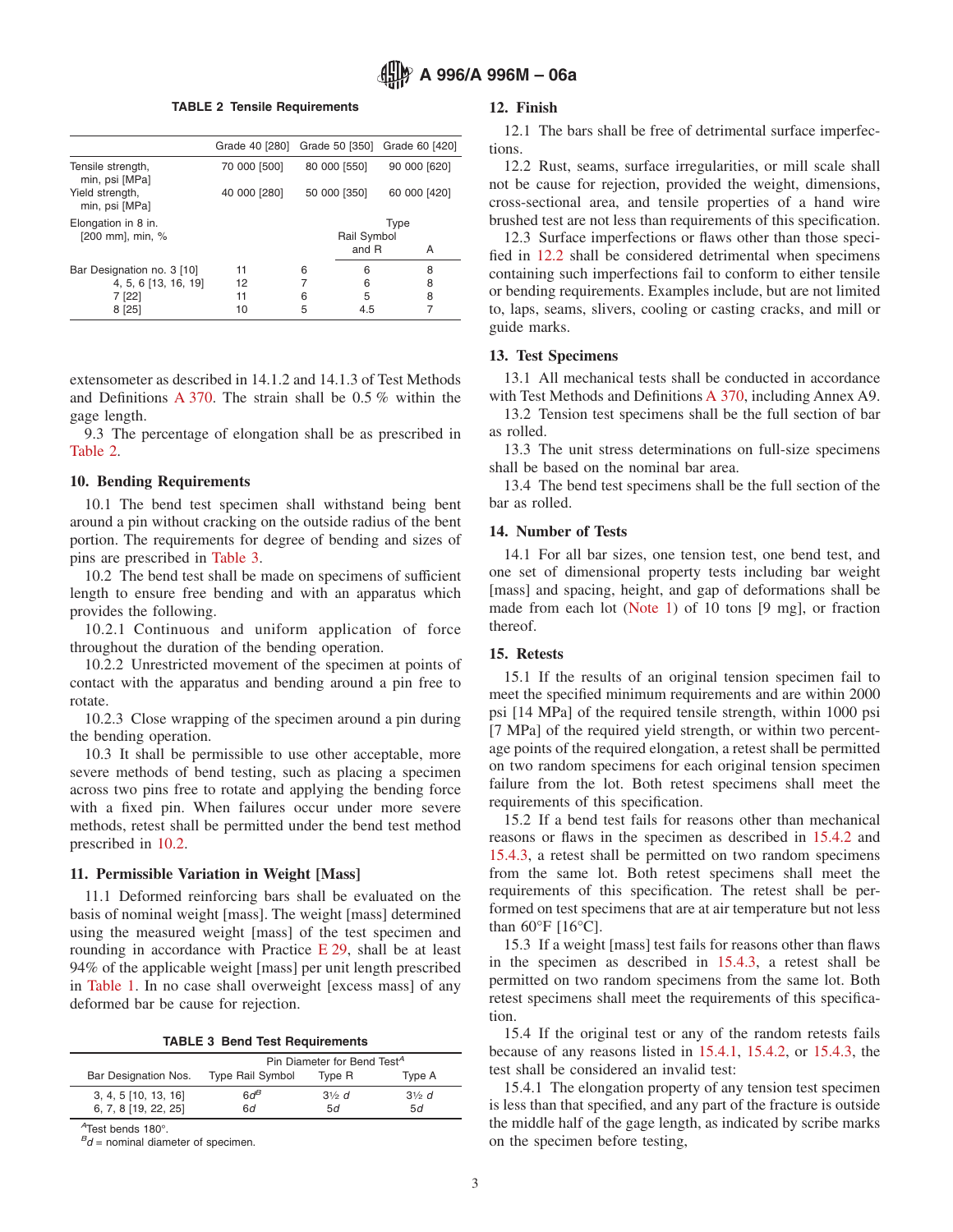**TABLE 2 Tensile Requirements**

| | Grade 40 [280] | Grade 50 [350] | Grade 60 [420] | |
|---|---|---|---|---|
| Tensile strength, min, psi [MPa] | 70 000 [500] | 80 000 [550] | 90 000 [620] | |
| Yield strength, min, psi [MPa] | 40 000 [280] | 50 000 [350] | 60 000 [420] | |
| Elongation in 8 in. [200 mm], min, % | | | Type | |
| | | | Rail Symbol and R | A |
| Bar Designation no. 3 [10] | 11 | 6 | 6 | 8 |
| 4, 5, 6 [13, 16, 19] | 12 | 7 | 6 | 8 |
| 7 [22] | 11 | 6 | 5 | 8 |
| 8 [25] | 10 | 5 | 4.5 | 7 |

extensometer as described in 14.1.2 and 14.1.3 of Test Methods and Definitions A 370. The strain shall be 0.5 % within the gage length.

9.3 The percentage of elongation shall be as prescribed in Table 2.

## 10. Bending Requirements

10.1 The bend test specimen shall withstand being bent around a pin without cracking on the outside radius of the bent portion. The requirements for degree of bending and sizes of pins are prescribed in Table 3.

10.2 The bend test shall be made on specimens of sufficient length to ensure free bending and with an apparatus which provides the following.

10.2.1 Continuous and uniform application of force throughout the duration of the bending operation.

10.2.2 Unrestricted movement of the specimen at points of contact with the apparatus and bending around a pin free to rotate.

10.2.3 Close wrapping of the specimen around a pin during the bending operation.

10.3 It shall be permissible to use other acceptable, more severe methods of bend testing, such as placing a specimen across two pins free to rotate and applying the bending force with a fixed pin. When failures occur under more severe methods, retest shall be permitted under the bend test method prescribed in 10.2.

## 11. Permissible Variation in Weight [Mass]

11.1 Deformed reinforcing bars shall be evaluated on the basis of nominal weight [mass]. The weight [mass] determined using the measured weight [mass] of the test specimen and rounding in accordance with Practice E 29, shall be at least 94% of the applicable weight [mass] per unit length prescribed in Table 1. In no case shall overweight [excess mass] of any deformed bar be cause for rejection.

**TABLE 3 Bend Test Requirements**

| Bar Designation Nos. | Pin Diameter for Bend Test[A] | | |
|---|---|---|---|
| | Type Rail Symbol | Type R | Type A |
| 3, 4, 5 [10, 13, 16] | $6d$[B] | $3\frac{1}{2}\, d$ | $3\frac{1}{2}\, d$ |
| 6, 7, 8 [19, 22, 25] | $6d$ | $5d$ | $5d$ |

[A] Test bends 180°.
[B] $d$ = nominal diameter of specimen.

## 12. Finish

12.1 The bars shall be free of detrimental surface imperfections.

12.2 Rust, seams, surface irregularities, or mill scale shall not be cause for rejection, provided the weight, dimensions, cross-sectional area, and tensile properties of a hand wire brushed test are not less than requirements of this specification.

12.3 Surface imperfections or flaws other than those specified in 12.2 shall be considered detrimental when specimens containing such imperfections fail to conform to either tensile or bending requirements. Examples include, but are not limited to, laps, seams, slivers, cooling or casting cracks, and mill or guide marks.

## 13. Test Specimens

13.1 All mechanical tests shall be conducted in accordance with Test Methods and Definitions A 370, including Annex A9.

13.2 Tension test specimens shall be the full section of bar as rolled.

13.3 The unit stress determinations on full-size specimens shall be based on the nominal bar area.

13.4 The bend test specimens shall be the full section of the bar as rolled.

## 14. Number of Tests

14.1 For all bar sizes, one tension test, one bend test, and one set of dimensional property tests including bar weight [mass] and spacing, height, and gap of deformations shall be made from each lot (Note 1) of 10 tons [9 mg], or fraction thereof.

## 15. Retests

15.1 If the results of an original tension specimen fail to meet the specified minimum requirements and are within 2000 psi [14 MPa] of the required tensile strength, within 1000 psi [7 MPa] of the required yield strength, or within two percentage points of the required elongation, a retest shall be permitted on two random specimens for each original tension specimen failure from the lot. Both retest specimens shall meet the requirements of this specification.

15.2 If a bend test fails for reasons other than mechanical reasons or flaws in the specimen as described in 15.4.2 and 15.4.3, a retest shall be permitted on two random specimens from the same lot. Both retest specimens shall meet the requirements of this specification. The retest shall be performed on test specimens that are at air temperature but not less than 60°F [16°C].

15.3 If a weight [mass] test fails for reasons other than flaws in the specimen as described in 15.4.3, a retest shall be permitted on two random specimens from the same lot. Both retest specimens shall meet the requirements of this specification.

15.4 If the original test or any of the random retests fails because of any reasons listed in 15.4.1, 15.4.2, or 15.4.3, the test shall be considered an invalid test:

15.4.1 The elongation property of any tension test specimen is less than that specified, and any part of the fracture is outside the middle half of the gage length, as indicated by scribe marks on the specimen before testing,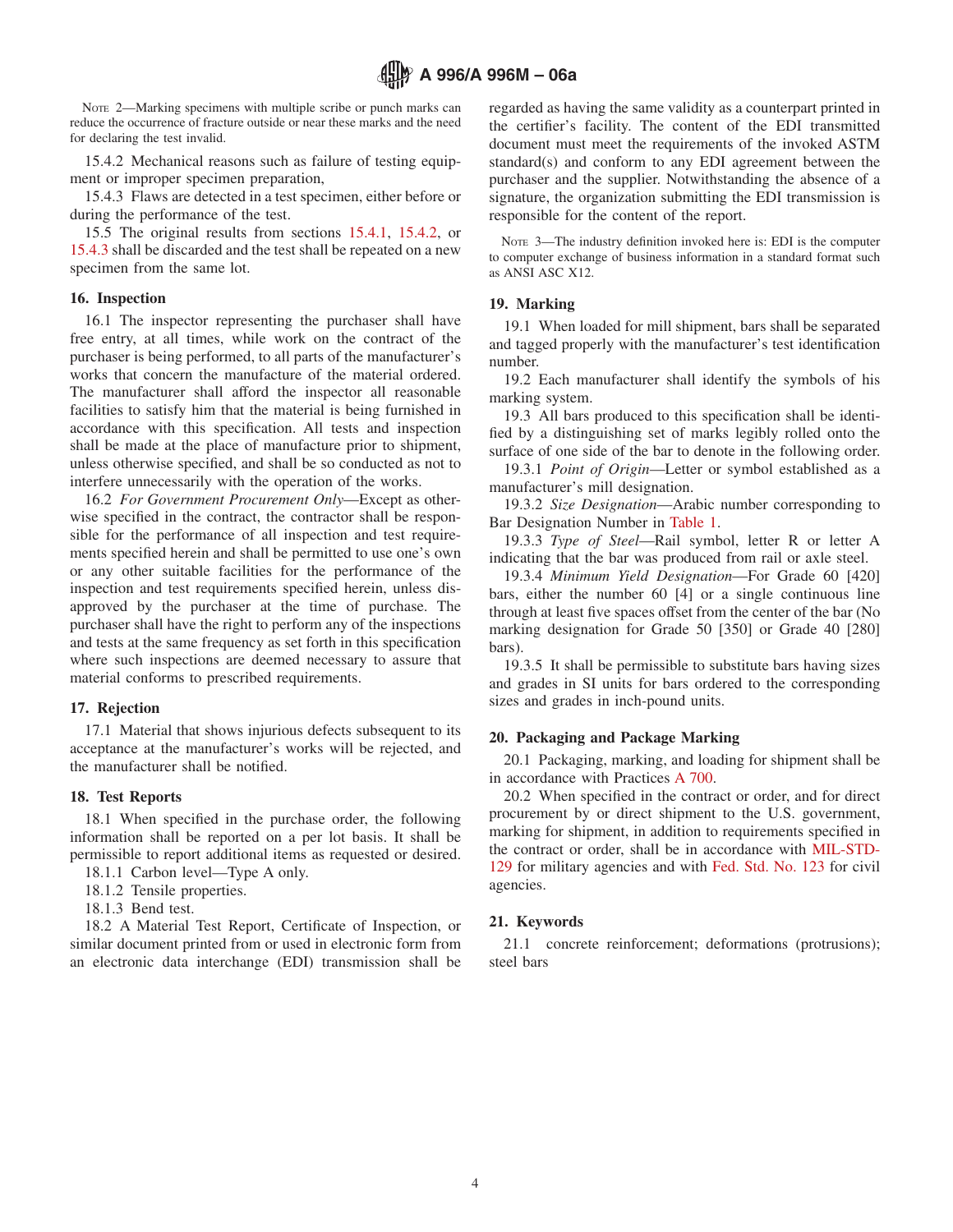NOTE 2—Marking specimens with multiple scribe or punch marks can reduce the occurrence of fracture outside or near these marks and the need for declaring the test invalid.

15.4.2 Mechanical reasons such as failure of testing equipment or improper specimen preparation,

15.4.3 Flaws are detected in a test specimen, either before or during the performance of the test.

15.5 The original results from sections 15.4.1, 15.4.2, or 15.4.3 shall be discarded and the test shall be repeated on a new specimen from the same lot.

## 16. Inspection

16.1 The inspector representing the purchaser shall have free entry, at all times, while work on the contract of the purchaser is being performed, to all parts of the manufacturer's works that concern the manufacture of the material ordered. The manufacturer shall afford the inspector all reasonable facilities to satisfy him that the material is being furnished in accordance with this specification. All tests and inspection shall be made at the place of manufacture prior to shipment, unless otherwise specified, and shall be so conducted as not to interfere unnecessarily with the operation of the works.

16.2 *For Government Procurement Only*—Except as otherwise specified in the contract, the contractor shall be responsible for the performance of all inspection and test requirements specified herein and shall be permitted to use one's own or any other suitable facilities for the performance of the inspection and test requirements specified herein, unless disapproved by the purchaser at the time of purchase. The purchaser shall have the right to perform any of the inspections and tests at the same frequency as set forth in this specification where such inspections are deemed necessary to assure that material conforms to prescribed requirements.

## 17. Rejection

17.1 Material that shows injurious defects subsequent to its acceptance at the manufacturer's works will be rejected, and the manufacturer shall be notified.

## 18. Test Reports

18.1 When specified in the purchase order, the following information shall be reported on a per lot basis. It shall be permissible to report additional items as requested or desired.

18.1.1 Carbon level—Type A only.

18.1.2 Tensile properties.

18.1.3 Bend test.

18.2 A Material Test Report, Certificate of Inspection, or similar document printed from or used in electronic form from an electronic data interchange (EDI) transmission shall be regarded as having the same validity as a counterpart printed in the certifier's facility. The content of the EDI transmitted document must meet the requirements of the invoked ASTM standard(s) and conform to any EDI agreement between the purchaser and the supplier. Notwithstanding the absence of a signature, the organization submitting the EDI transmission is responsible for the content of the report.

NOTE 3—The industry definition invoked here is: EDI is the computer to computer exchange of business information in a standard format such as ANSI ASC X12.

## 19. Marking

19.1 When loaded for mill shipment, bars shall be separated and tagged properly with the manufacturer's test identification number.

19.2 Each manufacturer shall identify the symbols of his marking system.

19.3 All bars produced to this specification shall be identified by a distinguishing set of marks legibly rolled onto the surface of one side of the bar to denote in the following order.

19.3.1 *Point of Origin*—Letter or symbol established as a manufacturer's mill designation.

19.3.2 *Size Designation*—Arabic number corresponding to Bar Designation Number in Table 1.

19.3.3 *Type of Steel*—Rail symbol, letter R or letter A indicating that the bar was produced from rail or axle steel.

19.3.4 *Minimum Yield Designation*—For Grade 60 [420] bars, either the number 60 [4] or a single continuous line through at least five spaces offset from the center of the bar (No marking designation for Grade 50 [350] or Grade 40 [280] bars).

19.3.5 It shall be permissible to substitute bars having sizes and grades in SI units for bars ordered to the corresponding sizes and grades in inch-pound units.

## 20. Packaging and Package Marking

20.1 Packaging, marking, and loading for shipment shall be in accordance with Practices A 700.

20.2 When specified in the contract or order, and for direct procurement by or direct shipment to the U.S. government, marking for shipment, in addition to requirements specified in the contract or order, shall be in accordance with MIL-STD-129 for military agencies and with Fed. Std. No. 123 for civil agencies.

## 21. Keywords

21.1 concrete reinforcement; deformations (protrusions); steel bars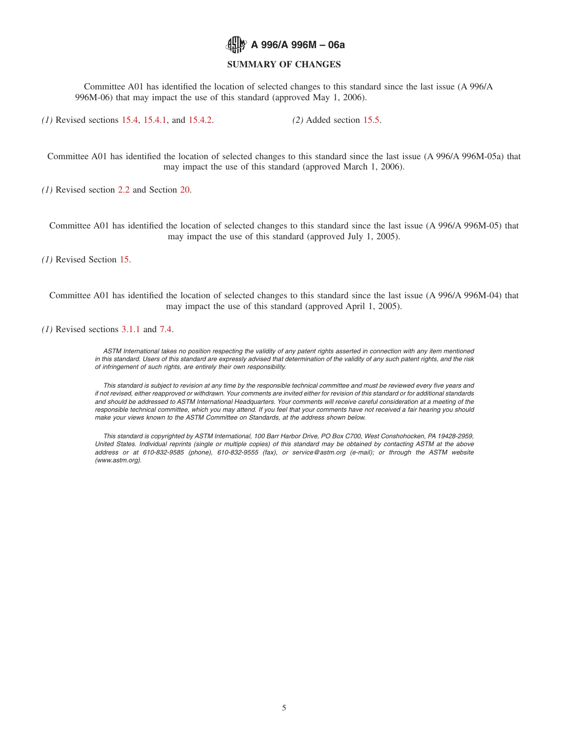## SUMMARY OF CHANGES

Committee A01 has identified the location of selected changes to this standard since the last issue (A 996/A 996M-06) that may impact the use of this standard (approved May 1, 2006).

*(1)* Revised sections 15.4, 15.4.1, and 15.4.2.

*(2)* Added section 15.5.

Committee A01 has identified the location of selected changes to this standard since the last issue (A 996/A 996M-05a) that may impact the use of this standard (approved March 1, 2006).

*(1)* Revised section 2.2 and Section 20.

Committee A01 has identified the location of selected changes to this standard since the last issue (A 996/A 996M-05) that may impact the use of this standard (approved July 1, 2005).

*(1)* Revised Section 15.

Committee A01 has identified the location of selected changes to this standard since the last issue (A 996/A 996M-04) that may impact the use of this standard (approved April 1, 2005).

*(1)* Revised sections 3.1.1 and 7.4.

*ASTM International takes no position respecting the validity of any patent rights asserted in connection with any item mentioned in this standard. Users of this standard are expressly advised that determination of the validity of any such patent rights, and the risk of infringement of such rights, are entirely their own responsibility.*

*This standard is subject to revision at any time by the responsible technical committee and must be reviewed every five years and if not revised, either reapproved or withdrawn. Your comments are invited either for revision of this standard or for additional standards and should be addressed to ASTM International Headquarters. Your comments will receive careful consideration at a meeting of the responsible technical committee, which you may attend. If you feel that your comments have not received a fair hearing you should make your views known to the ASTM Committee on Standards, at the address shown below.*

*This standard is copyrighted by ASTM International, 100 Barr Harbor Drive, PO Box C700, West Conshohocken, PA 19428-2959, United States. Individual reprints (single or multiple copies) of this standard may be obtained by contacting ASTM at the above address or at 610-832-9585 (phone), 610-832-9555 (fax), or service@astm.org (e-mail); or through the ASTM website (www.astm.org).*